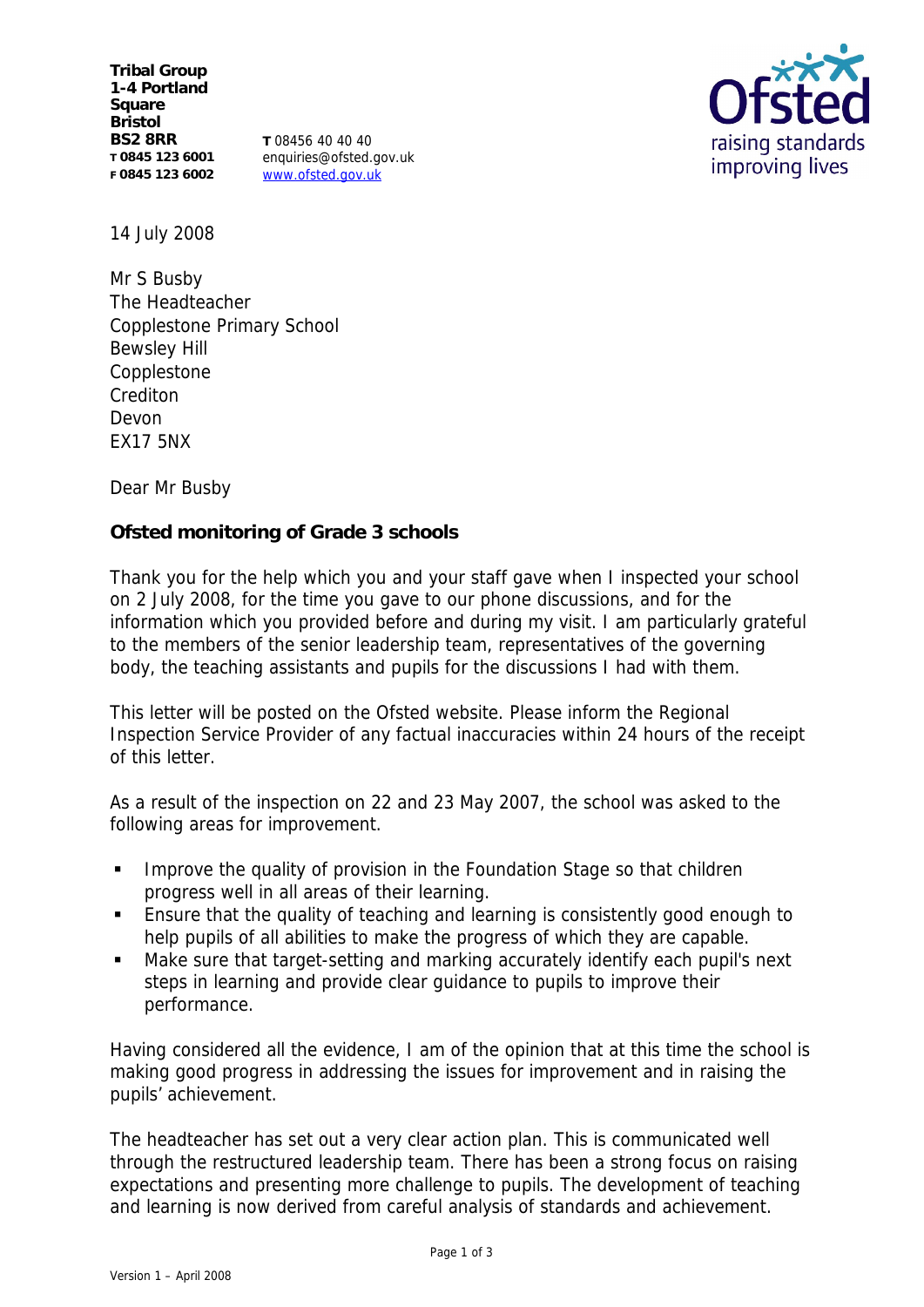**Tribal Group**
**1-4 Portland Square**
**Bristol**
**BS2 8RR**
**T 0845 123 6001**
**F 0845 123 6002**

**T** 08456 40 40 40
enquiries@ofsted.gov.uk
www.ofsted.gov.uk

Ofsted
raising standards
improving lives

14 July 2008

Mr S Busby
The Headteacher
Copplestone Primary School
Bewsley Hill
Copplestone
Crediton
Devon
EX17 5NX

Dear Mr Busby

**Ofsted monitoring of Grade 3 schools**

Thank you for the help which you and your staff gave when I inspected your school on 2 July 2008, for the time you gave to our phone discussions, and for the information which you provided before and during my visit. I am particularly grateful to the members of the senior leadership team, representatives of the governing body, the teaching assistants and pupils for the discussions I had with them.

This letter will be posted on the Ofsted website. Please inform the Regional Inspection Service Provider of any factual inaccuracies within 24 hours of the receipt of this letter.

As a result of the inspection on 22 and 23 May 2007, the school was asked to the following areas for improvement.

- Improve the quality of provision in the Foundation Stage so that children progress well in all areas of their learning.
- Ensure that the quality of teaching and learning is consistently good enough to help pupils of all abilities to make the progress of which they are capable.
- Make sure that target-setting and marking accurately identify each pupil's next steps in learning and provide clear guidance to pupils to improve their performance.

Having considered all the evidence, I am of the opinion that at this time the school is making good progress in addressing the issues for improvement and in raising the pupils' achievement.

The headteacher has set out a very clear action plan. This is communicated well through the restructured leadership team. There has been a strong focus on raising expectations and presenting more challenge to pupils. The development of teaching and learning is now derived from careful analysis of standards and achievement.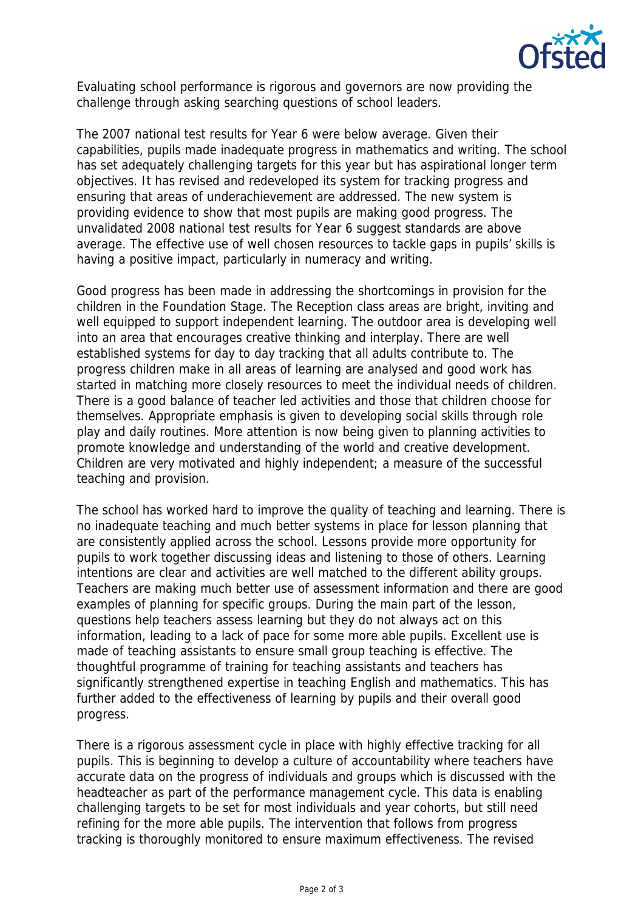Evaluating school performance is rigorous and governors are now providing the challenge through asking searching questions of school leaders.

The 2007 national test results for Year 6 were below average. Given their capabilities, pupils made inadequate progress in mathematics and writing. The school has set adequately challenging targets for this year but has aspirational longer term objectives. It has revised and redeveloped its system for tracking progress and ensuring that areas of underachievement are addressed. The new system is providing evidence to show that most pupils are making good progress. The unvalidated 2008 national test results for Year 6 suggest standards are above average. The effective use of well chosen resources to tackle gaps in pupils' skills is having a positive impact, particularly in numeracy and writing.

Good progress has been made in addressing the shortcomings in provision for the children in the Foundation Stage. The Reception class areas are bright, inviting and well equipped to support independent learning. The outdoor area is developing well into an area that encourages creative thinking and interplay. There are well established systems for day to day tracking that all adults contribute to. The progress children make in all areas of learning are analysed and good work has started in matching more closely resources to meet the individual needs of children. There is a good balance of teacher led activities and those that children choose for themselves. Appropriate emphasis is given to developing social skills through role play and daily routines. More attention is now being given to planning activities to promote knowledge and understanding of the world and creative development. Children are very motivated and highly independent; a measure of the successful teaching and provision.

The school has worked hard to improve the quality of teaching and learning. There is no inadequate teaching and much better systems in place for lesson planning that are consistently applied across the school. Lessons provide more opportunity for pupils to work together discussing ideas and listening to those of others. Learning intentions are clear and activities are well matched to the different ability groups. Teachers are making much better use of assessment information and there are good examples of planning for specific groups. During the main part of the lesson, questions help teachers assess learning but they do not always act on this information, leading to a lack of pace for some more able pupils. Excellent use is made of teaching assistants to ensure small group teaching is effective. The thoughtful programme of training for teaching assistants and teachers has significantly strengthened expertise in teaching English and mathematics. This has further added to the effectiveness of learning by pupils and their overall good progress.

There is a rigorous assessment cycle in place with highly effective tracking for all pupils. This is beginning to develop a culture of accountability where teachers have accurate data on the progress of individuals and groups which is discussed with the headteacher as part of the performance management cycle. This data is enabling challenging targets to be set for most individuals and year cohorts, but still need refining for the more able pupils. The intervention that follows from progress tracking is thoroughly monitored to ensure maximum effectiveness. The revised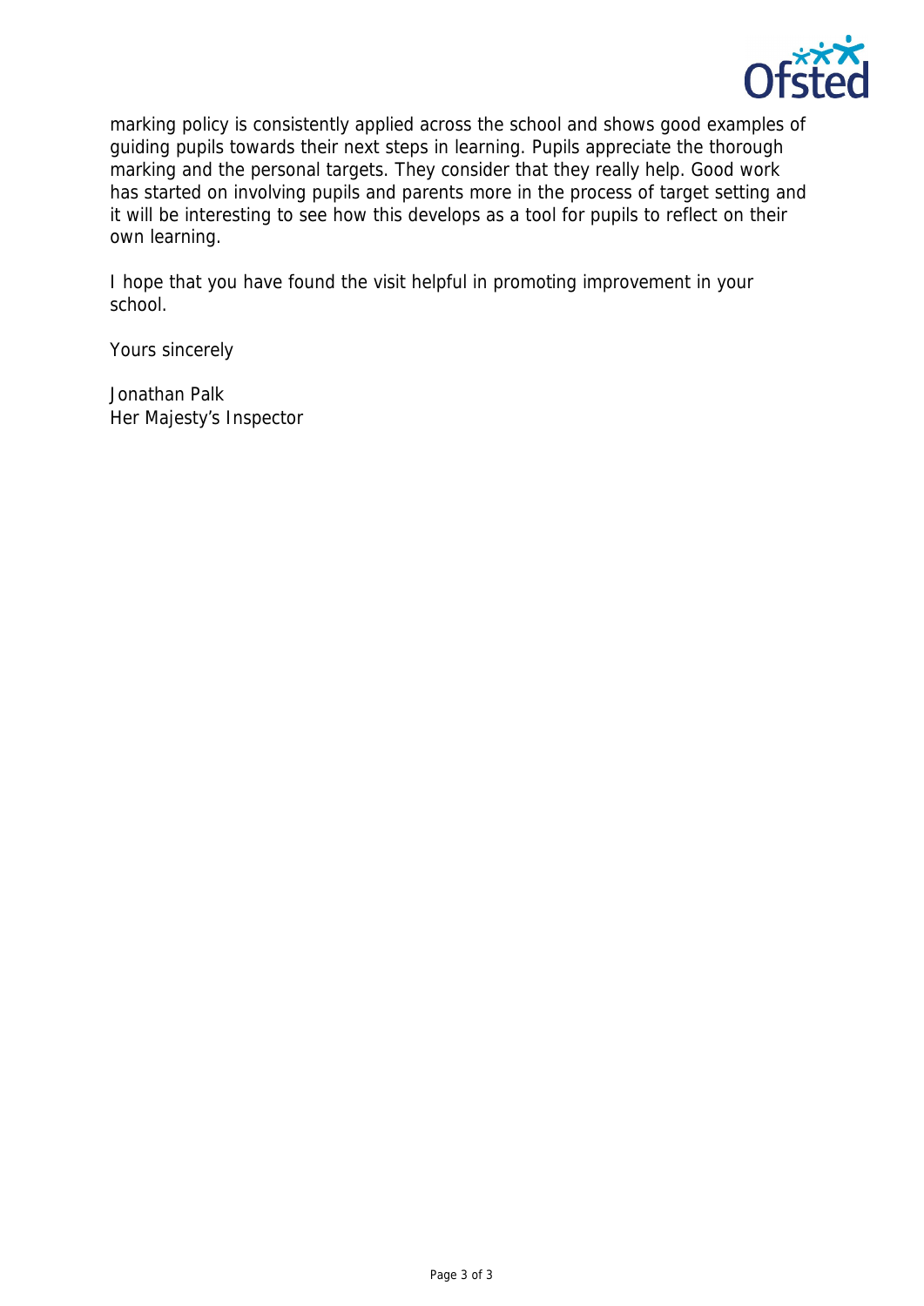marking policy is consistently applied across the school and shows good examples of guiding pupils towards their next steps in learning. Pupils appreciate the thorough marking and the personal targets. They consider that they really help. Good work has started on involving pupils and parents more in the process of target setting and it will be interesting to see how this develops as a tool for pupils to reflect on their own learning.

I hope that you have found the visit helpful in promoting improvement in your school.

Yours sincerely

Jonathan Palk
Her Majesty's Inspector